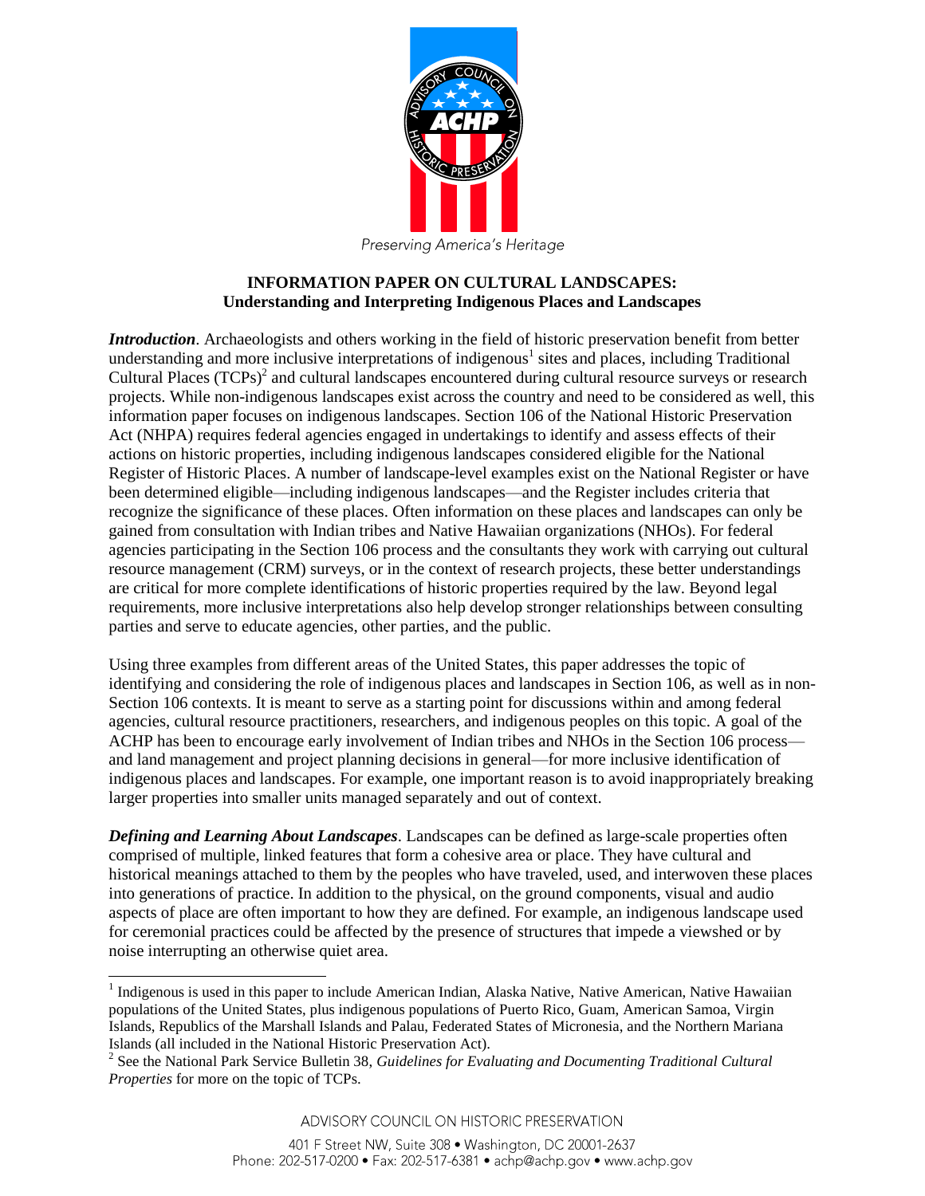Preserving America's Heritage

# INFORMATION PAPER ON CULTURAL LANDSCAPES: Understanding and Interpreting Indigenous Places and Landscapes

***Introduction***. Archaeologists and others working in the field of historic preservation benefit from better understanding and more inclusive interpretations of indigenous[1] sites and places, including Traditional Cultural Places (TCPs)[2] and cultural landscapes encountered during cultural resource surveys or research projects. While non-indigenous landscapes exist across the country and need to be considered as well, this information paper focuses on indigenous landscapes. Section 106 of the National Historic Preservation Act (NHPA) requires federal agencies engaged in undertakings to identify and assess effects of their actions on historic properties, including indigenous landscapes considered eligible for the National Register of Historic Places. A number of landscape-level examples exist on the National Register or have been determined eligible—including indigenous landscapes—and the Register includes criteria that recognize the significance of these places. Often information on these places and landscapes can only be gained from consultation with Indian tribes and Native Hawaiian organizations (NHOs). For federal agencies participating in the Section 106 process and the consultants they work with carrying out cultural resource management (CRM) surveys, or in the context of research projects, these better understandings are critical for more complete identifications of historic properties required by the law. Beyond legal requirements, more inclusive interpretations also help develop stronger relationships between consulting parties and serve to educate agencies, other parties, and the public.

Using three examples from different areas of the United States, this paper addresses the topic of identifying and considering the role of indigenous places and landscapes in Section 106, as well as in non-Section 106 contexts. It is meant to serve as a starting point for discussions within and among federal agencies, cultural resource practitioners, researchers, and indigenous peoples on this topic. A goal of the ACHP has been to encourage early involvement of Indian tribes and NHOs in the Section 106 process—and land management and project planning decisions in general—for more inclusive identification of indigenous places and landscapes. For example, one important reason is to avoid inappropriately breaking larger properties into smaller units managed separately and out of context.

***Defining and Learning About Landscapes***. Landscapes can be defined as large-scale properties often comprised of multiple, linked features that form a cohesive area or place. They have cultural and historical meanings attached to them by the peoples who have traveled, used, and interwoven these places into generations of practice. In addition to the physical, on the ground components, visual and audio aspects of place are often important to how they are defined. For example, an indigenous landscape used for ceremonial practices could be affected by the presence of structures that impede a viewshed or by noise interrupting an otherwise quiet area.

---

[1] Indigenous is used in this paper to include American Indian, Alaska Native, Native American, Native Hawaiian populations of the United States, plus indigenous populations of Puerto Rico, Guam, American Samoa, Virgin Islands, Republics of the Marshall Islands and Palau, Federated States of Micronesia, and the Northern Mariana Islands (all included in the National Historic Preservation Act).

[2] See the National Park Service Bulletin 38, *Guidelines for Evaluating and Documenting Traditional Cultural Properties* for more on the topic of TCPs.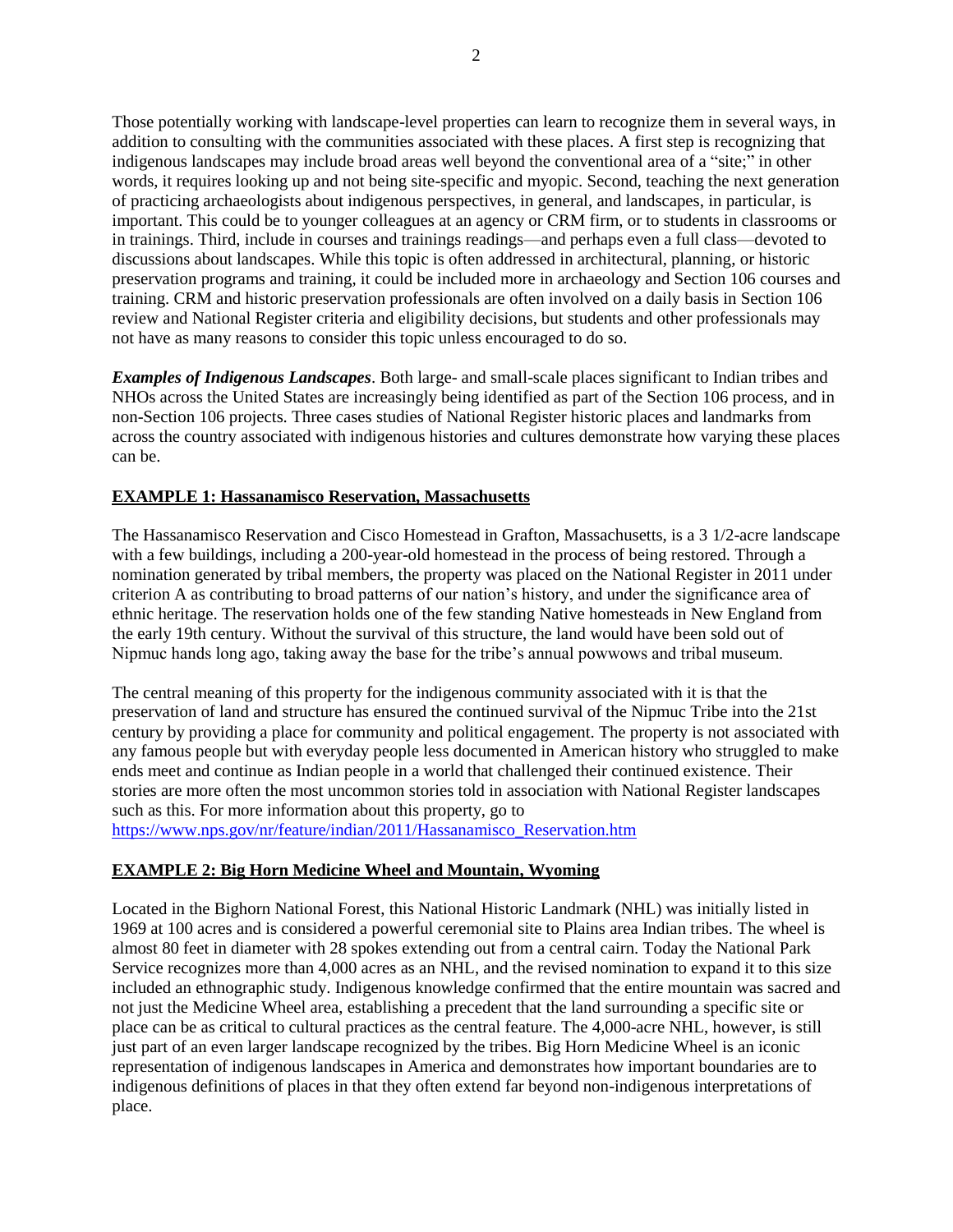Those potentially working with landscape-level properties can learn to recognize them in several ways, in addition to consulting with the communities associated with these places. A first step is recognizing that indigenous landscapes may include broad areas well beyond the conventional area of a "site;" in other words, it requires looking up and not being site-specific and myopic. Second, teaching the next generation of practicing archaeologists about indigenous perspectives, in general, and landscapes, in particular, is important. This could be to younger colleagues at an agency or CRM firm, or to students in classrooms or in trainings. Third, include in courses and trainings readings—and perhaps even a full class—devoted to discussions about landscapes. While this topic is often addressed in architectural, planning, or historic preservation programs and training, it could be included more in archaeology and Section 106 courses and training. CRM and historic preservation professionals are often involved on a daily basis in Section 106 review and National Register criteria and eligibility decisions, but students and other professionals may not have as many reasons to consider this topic unless encouraged to do so.

***Examples of Indigenous Landscapes***. Both large- and small-scale places significant to Indian tribes and NHOs across the United States are increasingly being identified as part of the Section 106 process, and in non-Section 106 projects. Three cases studies of National Register historic places and landmarks from across the country associated with indigenous histories and cultures demonstrate how varying these places can be.

**EXAMPLE 1: Hassanamisco Reservation, Massachusetts**

The Hassanamisco Reservation and Cisco Homestead in Grafton, Massachusetts, is a 3 1/2-acre landscape with a few buildings, including a 200-year-old homestead in the process of being restored. Through a nomination generated by tribal members, the property was placed on the National Register in 2011 under criterion A as contributing to broad patterns of our nation's history, and under the significance area of ethnic heritage. The reservation holds one of the few standing Native homesteads in New England from the early 19th century. Without the survival of this structure, the land would have been sold out of Nipmuc hands long ago, taking away the base for the tribe's annual powwows and tribal museum.

The central meaning of this property for the indigenous community associated with it is that the preservation of land and structure has ensured the continued survival of the Nipmuc Tribe into the 21st century by providing a place for community and political engagement. The property is not associated with any famous people but with everyday people less documented in American history who struggled to make ends meet and continue as Indian people in a world that challenged their continued existence. Their stories are more often the most uncommon stories told in association with National Register landscapes such as this. For more information about this property, go to https://www.nps.gov/nr/feature/indian/2011/Hassanamisco_Reservation.htm

**EXAMPLE 2: Big Horn Medicine Wheel and Mountain, Wyoming**

Located in the Bighorn National Forest, this National Historic Landmark (NHL) was initially listed in 1969 at 100 acres and is considered a powerful ceremonial site to Plains area Indian tribes. The wheel is almost 80 feet in diameter with 28 spokes extending out from a central cairn. Today the National Park Service recognizes more than 4,000 acres as an NHL, and the revised nomination to expand it to this size included an ethnographic study. Indigenous knowledge confirmed that the entire mountain was sacred and not just the Medicine Wheel area, establishing a precedent that the land surrounding a specific site or place can be as critical to cultural practices as the central feature. The 4,000-acre NHL, however, is still just part of an even larger landscape recognized by the tribes. Big Horn Medicine Wheel is an iconic representation of indigenous landscapes in America and demonstrates how important boundaries are to indigenous definitions of places in that they often extend far beyond non-indigenous interpretations of place.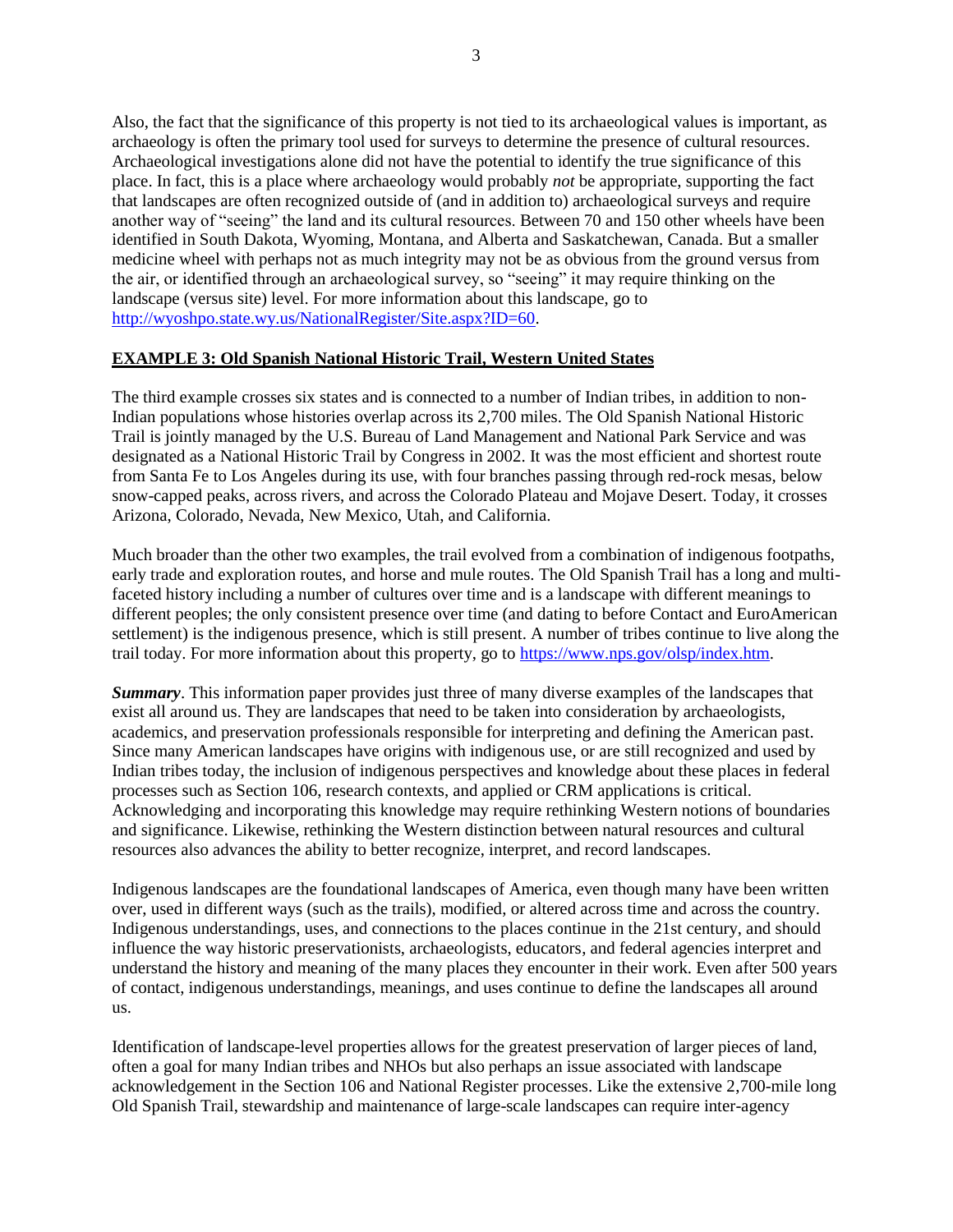Also, the fact that the significance of this property is not tied to its archaeological values is important, as archaeology is often the primary tool used for surveys to determine the presence of cultural resources. Archaeological investigations alone did not have the potential to identify the true significance of this place. In fact, this is a place where archaeology would probably *not* be appropriate, supporting the fact that landscapes are often recognized outside of (and in addition to) archaeological surveys and require another way of "seeing" the land and its cultural resources. Between 70 and 150 other wheels have been identified in South Dakota, Wyoming, Montana, and Alberta and Saskatchewan, Canada. But a smaller medicine wheel with perhaps not as much integrity may not be as obvious from the ground versus from the air, or identified through an archaeological survey, so "seeing" it may require thinking on the landscape (versus site) level. For more information about this landscape, go to [http://wyoshpo.state.wy.us/NationalRegister/Site.aspx?ID=60](http://wyoshpo.state.wy.us/NationalRegister/Site.aspx?ID=60).

**EXAMPLE 3: Old Spanish National Historic Trail, Western United States**

The third example crosses six states and is connected to a number of Indian tribes, in addition to non-Indian populations whose histories overlap across its 2,700 miles. The Old Spanish National Historic Trail is jointly managed by the U.S. Bureau of Land Management and National Park Service and was designated as a National Historic Trail by Congress in 2002. It was the most efficient and shortest route from Santa Fe to Los Angeles during its use, with four branches passing through red-rock mesas, below snow-capped peaks, across rivers, and across the Colorado Plateau and Mojave Desert. Today, it crosses Arizona, Colorado, Nevada, New Mexico, Utah, and California.

Much broader than the other two examples, the trail evolved from a combination of indigenous footpaths, early trade and exploration routes, and horse and mule routes. The Old Spanish Trail has a long and multi-faceted history including a number of cultures over time and is a landscape with different meanings to different peoples; the only consistent presence over time (and dating to before Contact and EuroAmerican settlement) is the indigenous presence, which is still present. A number of tribes continue to live along the trail today. For more information about this property, go to [https://www.nps.gov/olsp/index.htm](https://www.nps.gov/olsp/index.htm).

***Summary***. This information paper provides just three of many diverse examples of the landscapes that exist all around us. They are landscapes that need to be taken into consideration by archaeologists, academics, and preservation professionals responsible for interpreting and defining the American past. Since many American landscapes have origins with indigenous use, or are still recognized and used by Indian tribes today, the inclusion of indigenous perspectives and knowledge about these places in federal processes such as Section 106, research contexts, and applied or CRM applications is critical. Acknowledging and incorporating this knowledge may require rethinking Western notions of boundaries and significance. Likewise, rethinking the Western distinction between natural resources and cultural resources also advances the ability to better recognize, interpret, and record landscapes.

Indigenous landscapes are the foundational landscapes of America, even though many have been written over, used in different ways (such as the trails), modified, or altered across time and across the country. Indigenous understandings, uses, and connections to the places continue in the 21st century, and should influence the way historic preservationists, archaeologists, educators, and federal agencies interpret and understand the history and meaning of the many places they encounter in their work. Even after 500 years of contact, indigenous understandings, meanings, and uses continue to define the landscapes all around us.

Identification of landscape-level properties allows for the greatest preservation of larger pieces of land, often a goal for many Indian tribes and NHOs but also perhaps an issue associated with landscape acknowledgement in the Section 106 and National Register processes. Like the extensive 2,700-mile long Old Spanish Trail, stewardship and maintenance of large-scale landscapes can require inter-agency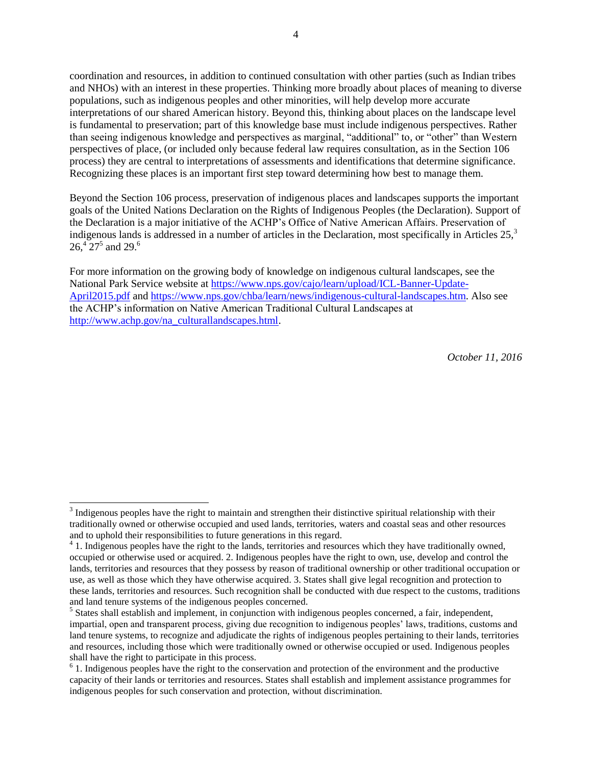coordination and resources, in addition to continued consultation with other parties (such as Indian tribes and NHOs) with an interest in these properties. Thinking more broadly about places of meaning to diverse populations, such as indigenous peoples and other minorities, will help develop more accurate interpretations of our shared American history. Beyond this, thinking about places on the landscape level is fundamental to preservation; part of this knowledge base must include indigenous perspectives. Rather than seeing indigenous knowledge and perspectives as marginal, "additional" to, or "other" than Western perspectives of place, (or included only because federal law requires consultation, as in the Section 106 process) they are central to interpretations of assessments and identifications that determine significance. Recognizing these places is an important first step toward determining how best to manage them.

Beyond the Section 106 process, preservation of indigenous places and landscapes supports the important goals of the United Nations Declaration on the Rights of Indigenous Peoples (the Declaration). Support of the Declaration is a major initiative of the ACHP's Office of Native American Affairs. Preservation of indigenous lands is addressed in a number of articles in the Declaration, most specifically in Articles 25,[3] 26,[4] 27[5] and 29.[6]

For more information on the growing body of knowledge on indigenous cultural landscapes, see the National Park Service website at https://www.nps.gov/cajo/learn/upload/ICL-Banner-Update-April2015.pdf and https://www.nps.gov/chba/learn/news/indigenous-cultural-landscapes.htm. Also see the ACHP's information on Native American Traditional Cultural Landscapes at http://www.achp.gov/na_culturallandscapes.html.

*October 11, 2016*

---

[3] Indigenous peoples have the right to maintain and strengthen their distinctive spiritual relationship with their traditionally owned or otherwise occupied and used lands, territories, waters and coastal seas and other resources and to uphold their responsibilities to future generations in this regard.

[4] 1. Indigenous peoples have the right to the lands, territories and resources which they have traditionally owned, occupied or otherwise used or acquired. 2. Indigenous peoples have the right to own, use, develop and control the lands, territories and resources that they possess by reason of traditional ownership or other traditional occupation or use, as well as those which they have otherwise acquired. 3. States shall give legal recognition and protection to these lands, territories and resources. Such recognition shall be conducted with due respect to the customs, traditions and land tenure systems of the indigenous peoples concerned.

[5] States shall establish and implement, in conjunction with indigenous peoples concerned, a fair, independent, impartial, open and transparent process, giving due recognition to indigenous peoples' laws, traditions, customs and land tenure systems, to recognize and adjudicate the rights of indigenous peoples pertaining to their lands, territories and resources, including those which were traditionally owned or otherwise occupied or used. Indigenous peoples shall have the right to participate in this process.

[6] 1. Indigenous peoples have the right to the conservation and protection of the environment and the productive capacity of their lands or territories and resources. States shall establish and implement assistance programmes for indigenous peoples for such conservation and protection, without discrimination.